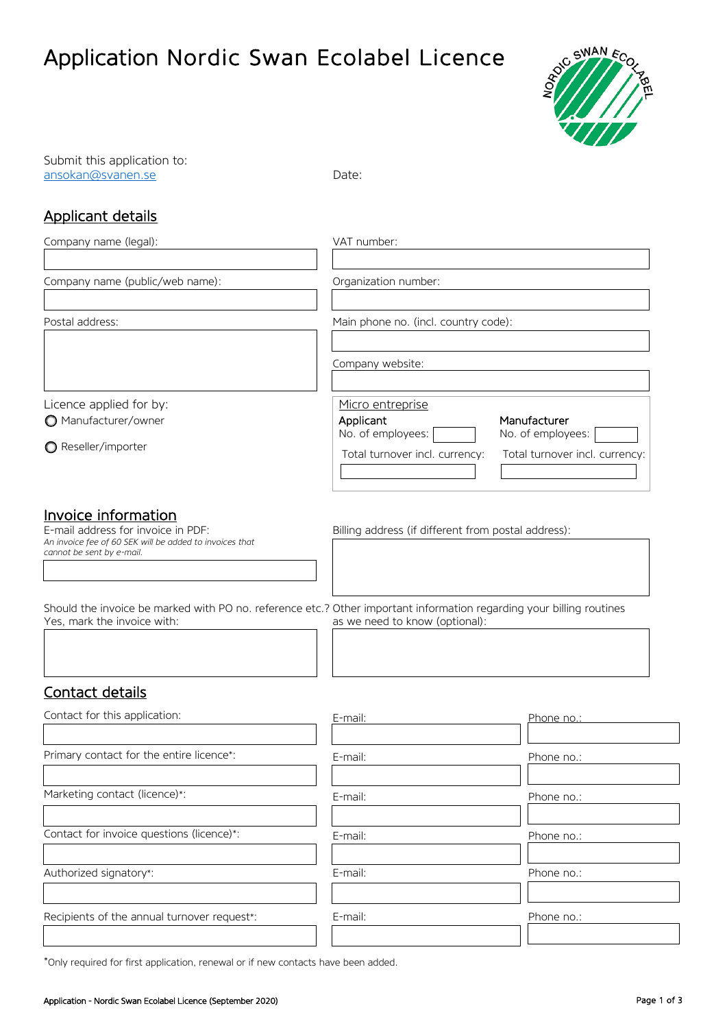# Application Nordic Swan Ecolabel Licence

Submit this application to:
ansokan@svanen.se

Date:

## Applicant details

Company name (legal):

VAT number:

Company name (public/web name):

Organization number:

Postal address:

Main phone no. (incl. country code):

Company website:

Licence applied for by:

- Manufacturer/owner
- Reseller/importer

Micro entreprise

| Applicant | Manufacturer |
|---|---|
| No. of employees: | No. of employees: |
| Total turnover incl. currency: | Total turnover incl. currency: |

## Invoice information

E-mail address for invoice in PDF:
*An invoice fee of 60 SEK will be added to invoices that cannot be sent by e-mail.*

Billing address (if different from postal address):

Should the invoice be marked with PO no. reference etc.?
Yes, mark the invoice with:

Other important information regarding your billing routines as we need to know (optional):

## Contact details

| | E-mail: | Phone no.: |
|---|---|---|
| Contact for this application: | | |
| Primary contact for the entire licence*: | | |
| Marketing contact (licence)*: | | |
| Contact for invoice questions (licence)*: | | |
| Authorized signatory*: | | |
| Recipients of the annual turnover request*: | | |

*Only required for first application, renewal or if new contacts have been added.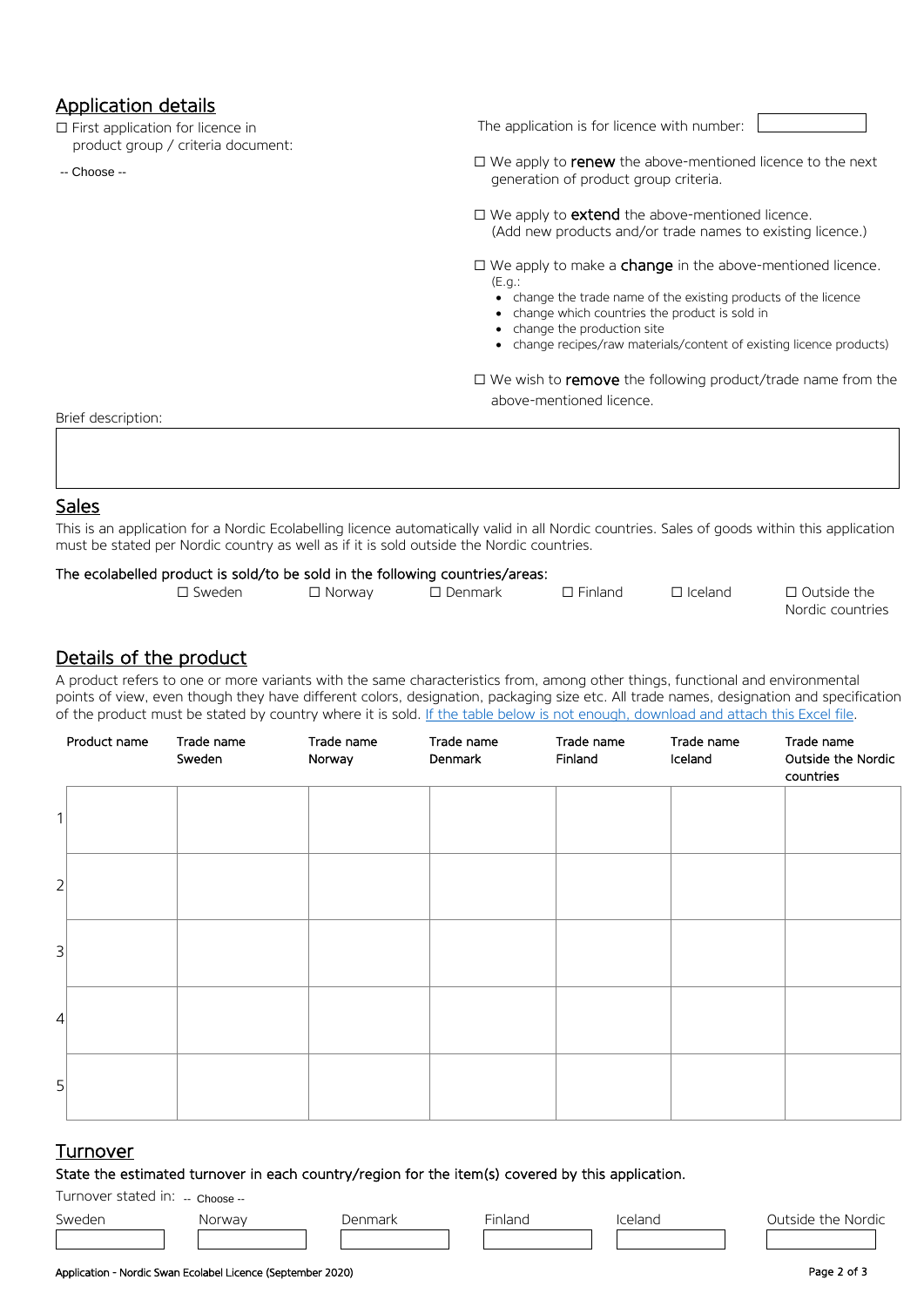## Application details

☐ First application for licence in product group / criteria document:

-- Choose --

The application is for licence with number:

☐ We apply to **renew** the above-mentioned licence to the next generation of product group criteria.

☐ We apply to **extend** the above-mentioned licence. (Add new products and/or trade names to existing licence.)

☐ We apply to make a **change** in the above-mentioned licence. (E.g.:

- change the trade name of the existing products of the licence
- change which countries the product is sold in
- change the production site
- change recipes/raw materials/content of existing licence products)

☐ We wish to **remove** the following product/trade name from the above-mentioned licence.

Brief description:

## Sales

This is an application for a Nordic Ecolabelling licence automatically valid in all Nordic countries. Sales of goods within this application must be stated per Nordic country as well as if it is sold outside the Nordic countries.

The ecolabelled product is sold/to be sold in the following countries/areas:

☐ Sweden ☐ Norway ☐ Denmark ☐ Finland ☐ Iceland ☐ Outside the Nordic countries

## Details of the product

A product refers to one or more variants with the same characteristics from, among other things, functional and environmental points of view, even though they have different colors, designation, packaging size etc. All trade names, designation and specification of the product must be stated by country where it is sold. [If the table below is not enough, download and attach this Excel file](#).

| | Product name | Trade name Sweden | Trade name Norway | Trade name Denmark | Trade name Finland | Trade name Iceland | Trade name Outside the Nordic countries |
|---|---|---|---|---|---|---|---|
| 1 | | | | | | | |
| 2 | | | | | | | |
| 3 | | | | | | | |
| 4 | | | | | | | |
| 5 | | | | | | | |

## Turnover

State the estimated turnover in each country/region for the item(s) covered by this application.

Turnover stated in: -- Choose --

| Sweden | Norway | Denmark | Finland | Iceland | Outside the Nordic |
|---|---|---|---|---|---|
| | | | | | |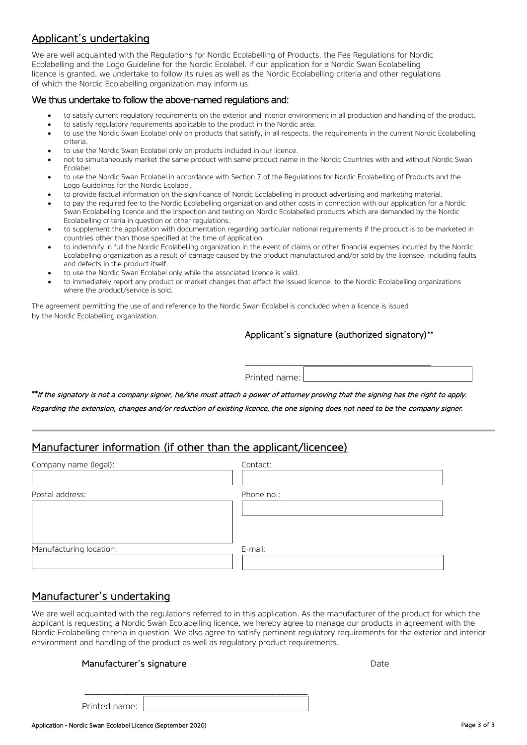## Applicant's undertaking

We are well acquainted with the Regulations for Nordic Ecolabelling of Products, the Fee Regulations for Nordic Ecolabelling and the Logo Guideline for the Nordic Ecolabel. If our application for a Nordic Swan Ecolabelling licence is granted, we undertake to follow its rules as well as the Nordic Ecolabelling criteria and other regulations of which the Nordic Ecolabelling organization may inform us.

### We thus undertake to follow the above-named regulations and:

- to satisfy current regulatory requirements on the exterior and interior environment in all production and handling of the product.
- to satisfy regulatory requirements applicable to the product in the Nordic area.
- to use the Nordic Swan Ecolabel only on products that satisfy, in all respects, the requirements in the current Nordic Ecolabelling criteria.
- to use the Nordic Swan Ecolabel only on products included in our licence.
- not to simultaneously market the same product with same product name in the Nordic Countries with and without Nordic Swan Ecolabel.
- to use the Nordic Swan Ecolabel in accordance with Section 7 of the Regulations for Nordic Ecolabelling of Products and the Logo Guidelines for the Nordic Ecolabel.
- to provide factual information on the significance of Nordic Ecolabelling in product advertising and marketing material.
- to pay the required fee to the Nordic Ecolabelling organization and other costs in connection with our application for a Nordic Swan Ecolabelling licence and the inspection and testing on Nordic Ecolabelled products which are demanded by the Nordic Ecolabelling criteria in question or other regulations.
- to supplement the application with documentation regarding particular national requirements if the product is to be marketed in countries other than those specified at the time of application.
- to indemnify in full the Nordic Ecolabelling organization in the event of claims or other financial expenses incurred by the Nordic Ecolabelling organization as a result of damage caused by the product manufactured and/or sold by the licensee, including faults and defects in the product itself.
- to use the Nordic Swan Ecolabel only while the associated licence is valid.
- to immediately report any product or market changes that affect the issued licence, to the Nordic Ecolabelling organizations where the product/service is sold.

The agreement permitting the use of and reference to the Nordic Swan Ecolabel is concluded when a licence is issued by the Nordic Ecolabelling organization.

**Applicant's signature (authorized signatory)\*\***

\_\_\_\_\_\_\_\_\_\_\_\_\_\_\_\_\_\_\_\_\_\_\_\_\_\_\_\_\_\_\_\_\_\_\_\_

Printed name:

*\*\*If the signatory is not a company signer, he/she must attach a power of attorney proving that the signing has the right to apply.*

*Regarding the extension, changes and/or reduction of existing licence, the one signing does not need to be the company signer.*

---

## Manufacturer information (if other than the applicant/licencee)

| | |
|---|---|
| Company name (legal): | Contact: |
| Postal address: | Phone no.: |
| Manufacturing location: | E-mail: |

## Manufacturer's undertaking

We are well acquainted with the regulations referred to in this application. As the manufacturer of the product for which the applicant is requesting a Nordic Swan Ecolabelling licence, we hereby agree to manage our products in agreement with the Nordic Ecolabelling criteria in question. We also agree to satisfy pertinent regulatory requirements for the exterior and interior environment and handling of the product as well as regulatory product requirements.

**Manufacturer's signature** Date

\_\_\_\_\_\_\_\_\_\_\_\_\_\_\_\_\_\_\_\_\_\_\_\_\_\_\_\_\_\_\_\_\_\_\_\_

Printed name: